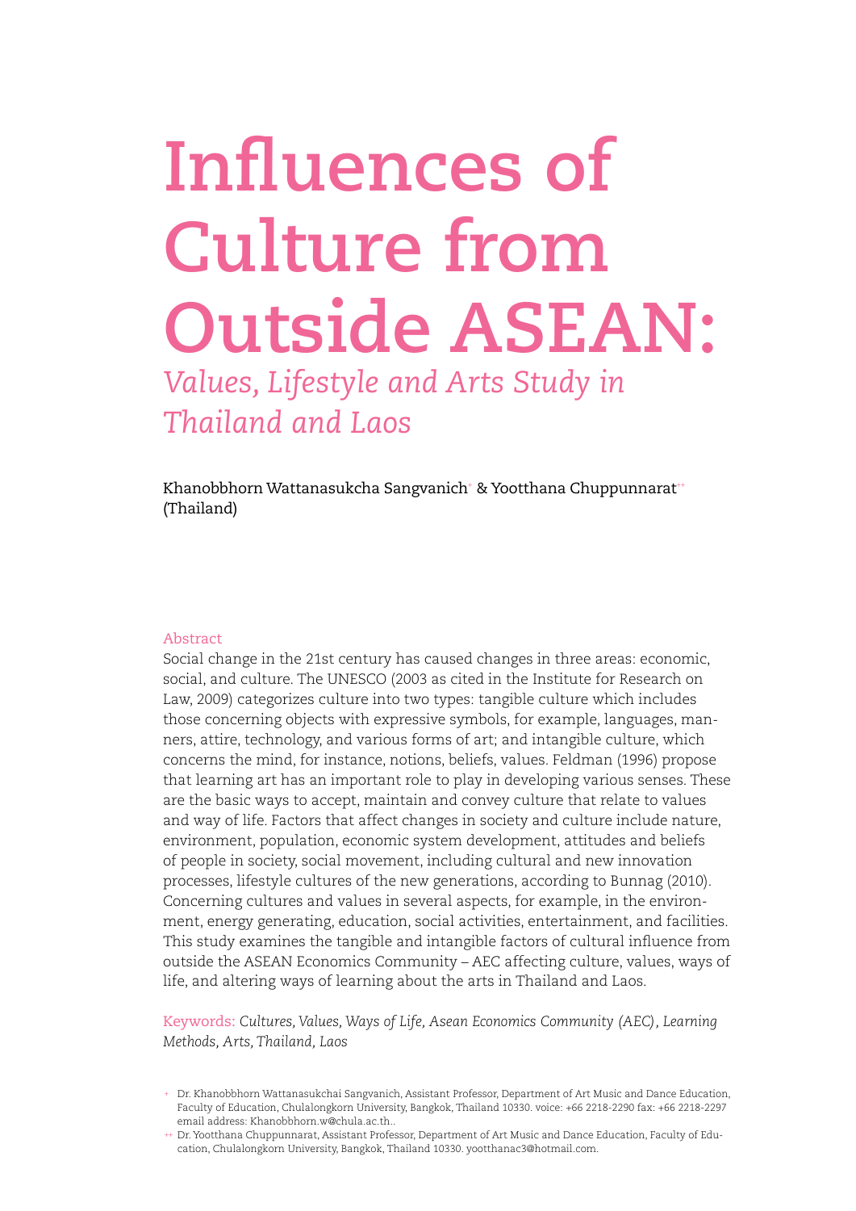# Influences of Culture from Outside ASEAN:

*Values, Lifestyle and Arts Study in Thailand and Laos*

Khanobbhorn Wattanasukcha Sangvanich[+] & Yootthana Chuppunnarat[++] (Thailand)

## Abstract

Social change in the 21st century has caused changes in three areas: economic, social, and culture. The UNESCO (2003 as cited in the Institute for Research on Law, 2009) categorizes culture into two types: tangible culture which includes those concerning objects with expressive symbols, for example, languages, manners, attire, technology, and various forms of art; and intangible culture, which concerns the mind, for instance, notions, beliefs, values. Feldman (1996) propose that learning art has an important role to play in developing various senses. These are the basic ways to accept, maintain and convey culture that relate to values and way of life. Factors that affect changes in society and culture include nature, environment, population, economic system development, attitudes and beliefs of people in society, social movement, including cultural and new innovation processes, lifestyle cultures of the new generations, according to Bunnag (2010). Concerning cultures and values in several aspects, for example, in the environment, energy generating, education, social activities, entertainment, and facilities. This study examines the tangible and intangible factors of cultural influence from outside the ASEAN Economics Community – AEC affecting culture, values, ways of life, and altering ways of learning about the arts in Thailand and Laos.

Keywords: *Cultures, Values, Ways of Life, Asean Economics Community (AEC), Learning Methods, Arts, Thailand, Laos*

[+] Dr. Khanobbhorn Wattanasukchai Sangvanich, Assistant Professor, Department of Art Music and Dance Education, Faculty of Education, Chulalongkorn University, Bangkok, Thailand 10330. voice: +66 2218-2290 fax: +66 2218-2297 email address: Khanobbhorn.w@chula.ac.th..

[++] Dr. Yootthana Chuppunnarat, Assistant Professor, Department of Art Music and Dance Education, Faculty of Education, Chulalongkorn University, Bangkok, Thailand 10330. yootthanac3@hotmail.com.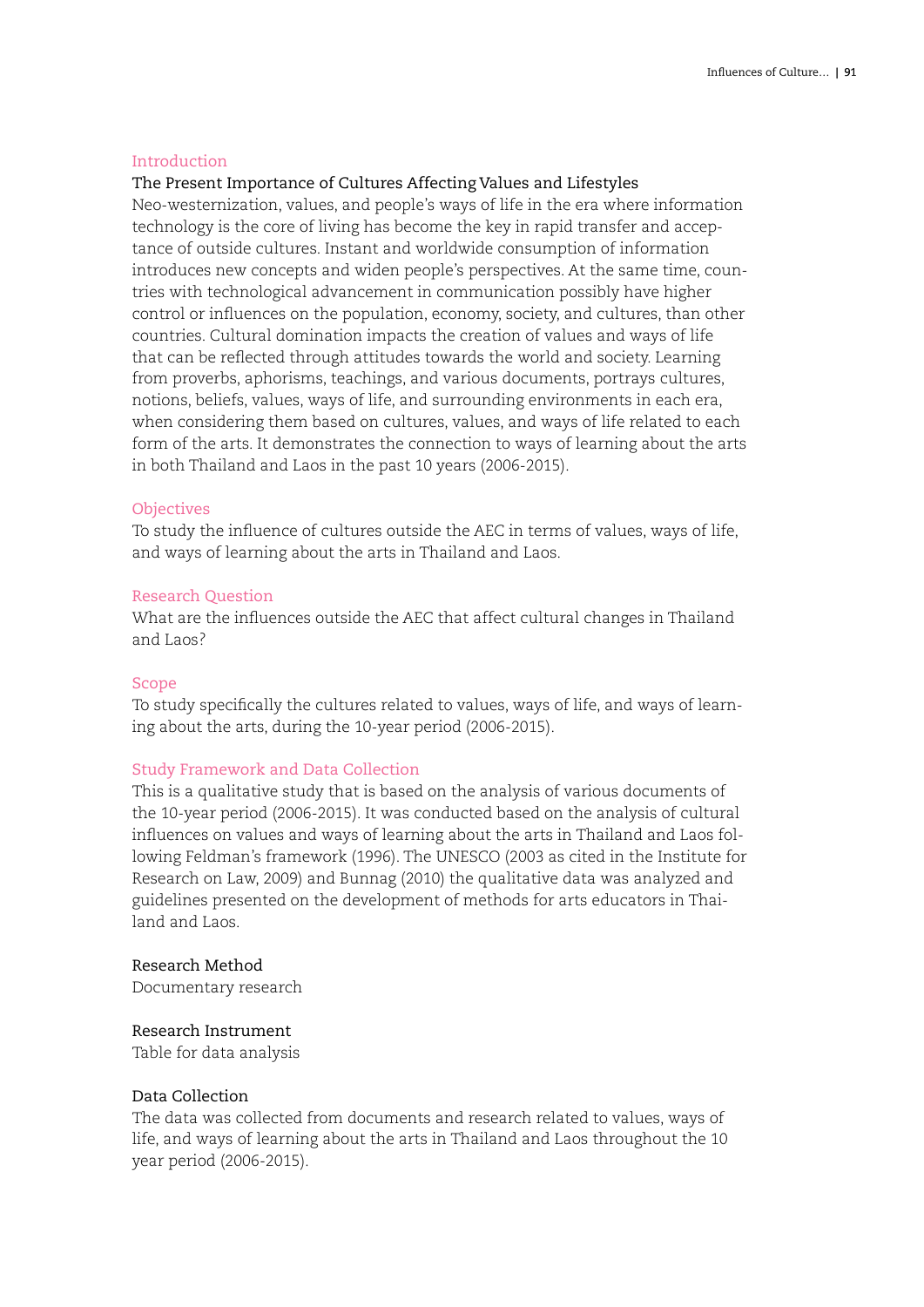## Introduction

### The Present Importance of Cultures Affecting Values and Lifestyles

Neo-westernization, values, and people's ways of life in the era where information technology is the core of living has become the key in rapid transfer and acceptance of outside cultures. Instant and worldwide consumption of information introduces new concepts and widen people's perspectives. At the same time, countries with technological advancement in communication possibly have higher control or influences on the population, economy, society, and cultures, than other countries. Cultural domination impacts the creation of values and ways of life that can be reflected through attitudes towards the world and society. Learning from proverbs, aphorisms, teachings, and various documents, portrays cultures, notions, beliefs, values, ways of life, and surrounding environments in each era, when considering them based on cultures, values, and ways of life related to each form of the arts. It demonstrates the connection to ways of learning about the arts in both Thailand and Laos in the past 10 years (2006-2015).

## Objectives

To study the influence of cultures outside the AEC in terms of values, ways of life, and ways of learning about the arts in Thailand and Laos.

## Research Question

What are the influences outside the AEC that affect cultural changes in Thailand and Laos?

## Scope

To study specifically the cultures related to values, ways of life, and ways of learning about the arts, during the 10-year period (2006-2015).

## Study Framework and Data Collection

This is a qualitative study that is based on the analysis of various documents of the 10-year period (2006-2015). It was conducted based on the analysis of cultural influences on values and ways of learning about the arts in Thailand and Laos following Feldman's framework (1996). The UNESCO (2003 as cited in the Institute for Research on Law, 2009) and Bunnag (2010) the qualitative data was analyzed and guidelines presented on the development of methods for arts educators in Thailand and Laos.

### Research Method

Documentary research

### Research Instrument

Table for data analysis

### Data Collection

The data was collected from documents and research related to values, ways of life, and ways of learning about the arts in Thailand and Laos throughout the 10 year period (2006-2015).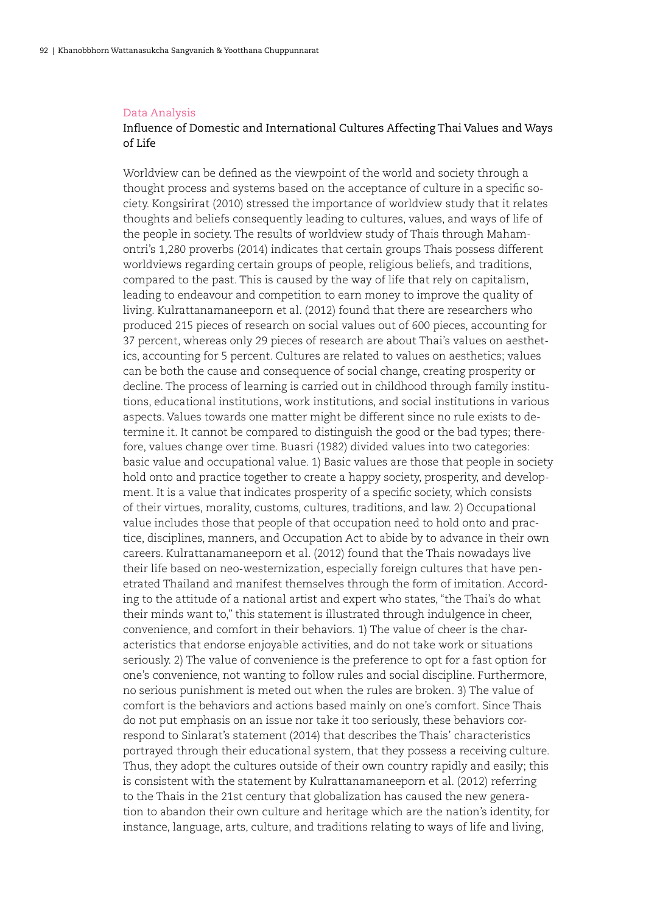## Data Analysis

### Influence of Domestic and International Cultures Affecting Thai Values and Ways of Life

Worldview can be defined as the viewpoint of the world and society through a thought process and systems based on the acceptance of culture in a specific society. Kongsirirat (2010) stressed the importance of worldview study that it relates thoughts and beliefs consequently leading to cultures, values, and ways of life of the people in society. The results of worldview study of Thais through Mahamontri's 1,280 proverbs (2014) indicates that certain groups Thais possess different worldviews regarding certain groups of people, religious beliefs, and traditions, compared to the past. This is caused by the way of life that rely on capitalism, leading to endeavour and competition to earn money to improve the quality of living. Kulrattanamaneeporn et al. (2012) found that there are researchers who produced 215 pieces of research on social values out of 600 pieces, accounting for 37 percent, whereas only 29 pieces of research are about Thai's values on aesthetics, accounting for 5 percent. Cultures are related to values on aesthetics; values can be both the cause and consequence of social change, creating prosperity or decline. The process of learning is carried out in childhood through family institutions, educational institutions, work institutions, and social institutions in various aspects. Values towards one matter might be different since no rule exists to determine it. It cannot be compared to distinguish the good or the bad types; therefore, values change over time. Buasri (1982) divided values into two categories: basic value and occupational value. 1) Basic values are those that people in society hold onto and practice together to create a happy society, prosperity, and development. It is a value that indicates prosperity of a specific society, which consists of their virtues, morality, customs, cultures, traditions, and law. 2) Occupational value includes those that people of that occupation need to hold onto and practice, disciplines, manners, and Occupation Act to abide by to advance in their own careers. Kulrattanamaneeporn et al. (2012) found that the Thais nowadays live their life based on neo-westernization, especially foreign cultures that have penetrated Thailand and manifest themselves through the form of imitation. According to the attitude of a national artist and expert who states, "the Thai's do what their minds want to," this statement is illustrated through indulgence in cheer, convenience, and comfort in their behaviors. 1) The value of cheer is the characteristics that endorse enjoyable activities, and do not take work or situations seriously. 2) The value of convenience is the preference to opt for a fast option for one's convenience, not wanting to follow rules and social discipline. Furthermore, no serious punishment is meted out when the rules are broken. 3) The value of comfort is the behaviors and actions based mainly on one's comfort. Since Thais do not put emphasis on an issue nor take it too seriously, these behaviors correspond to Sinlarat's statement (2014) that describes the Thais' characteristics portrayed through their educational system, that they possess a receiving culture. Thus, they adopt the cultures outside of their own country rapidly and easily; this is consistent with the statement by Kulrattanamaneeporn et al. (2012) referring to the Thais in the 21st century that globalization has caused the new generation to abandon their own culture and heritage which are the nation's identity, for instance, language, arts, culture, and traditions relating to ways of life and living,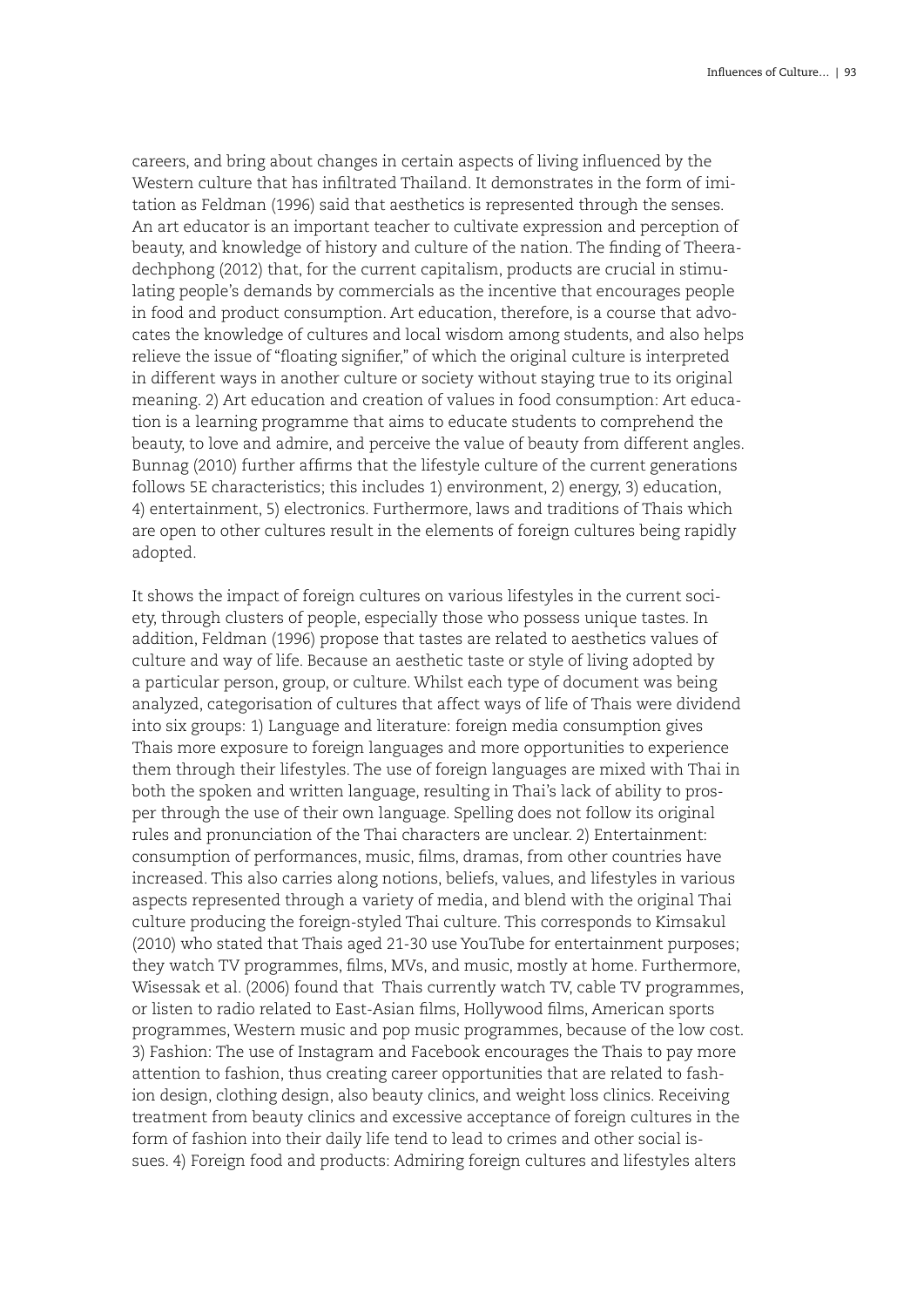careers, and bring about changes in certain aspects of living influenced by the Western culture that has infiltrated Thailand. It demonstrates in the form of imitation as Feldman (1996) said that aesthetics is represented through the senses. An art educator is an important teacher to cultivate expression and perception of beauty, and knowledge of history and culture of the nation. The finding of Theeradechphong (2012) that, for the current capitalism, products are crucial in stimulating people's demands by commercials as the incentive that encourages people in food and product consumption. Art education, therefore, is a course that advocates the knowledge of cultures and local wisdom among students, and also helps relieve the issue of "floating signifier," of which the original culture is interpreted in different ways in another culture or society without staying true to its original meaning. 2) Art education and creation of values in food consumption: Art education is a learning programme that aims to educate students to comprehend the beauty, to love and admire, and perceive the value of beauty from different angles. Bunnag (2010) further affirms that the lifestyle culture of the current generations follows 5E characteristics; this includes 1) environment, 2) energy, 3) education, 4) entertainment, 5) electronics. Furthermore, laws and traditions of Thais which are open to other cultures result in the elements of foreign cultures being rapidly adopted.

It shows the impact of foreign cultures on various lifestyles in the current society, through clusters of people, especially those who possess unique tastes. In addition, Feldman (1996) propose that tastes are related to aesthetics values of culture and way of life. Because an aesthetic taste or style of living adopted by a particular person, group, or culture. Whilst each type of document was being analyzed, categorisation of cultures that affect ways of life of Thais were dividend into six groups: 1) Language and literature: foreign media consumption gives Thais more exposure to foreign languages and more opportunities to experience them through their lifestyles. The use of foreign languages are mixed with Thai in both the spoken and written language, resulting in Thai's lack of ability to prosper through the use of their own language. Spelling does not follow its original rules and pronunciation of the Thai characters are unclear. 2) Entertainment: consumption of performances, music, films, dramas, from other countries have increased. This also carries along notions, beliefs, values, and lifestyles in various aspects represented through a variety of media, and blend with the original Thai culture producing the foreign-styled Thai culture. This corresponds to Kimsakul (2010) who stated that Thais aged 21-30 use YouTube for entertainment purposes; they watch TV programmes, films, MVs, and music, mostly at home. Furthermore, Wisessak et al. (2006) found that Thais currently watch TV, cable TV programmes, or listen to radio related to East-Asian films, Hollywood films, American sports programmes, Western music and pop music programmes, because of the low cost. 3) Fashion: The use of Instagram and Facebook encourages the Thais to pay more attention to fashion, thus creating career opportunities that are related to fashion design, clothing design, also beauty clinics, and weight loss clinics. Receiving treatment from beauty clinics and excessive acceptance of foreign cultures in the form of fashion into their daily life tend to lead to crimes and other social issues. 4) Foreign food and products: Admiring foreign cultures and lifestyles alters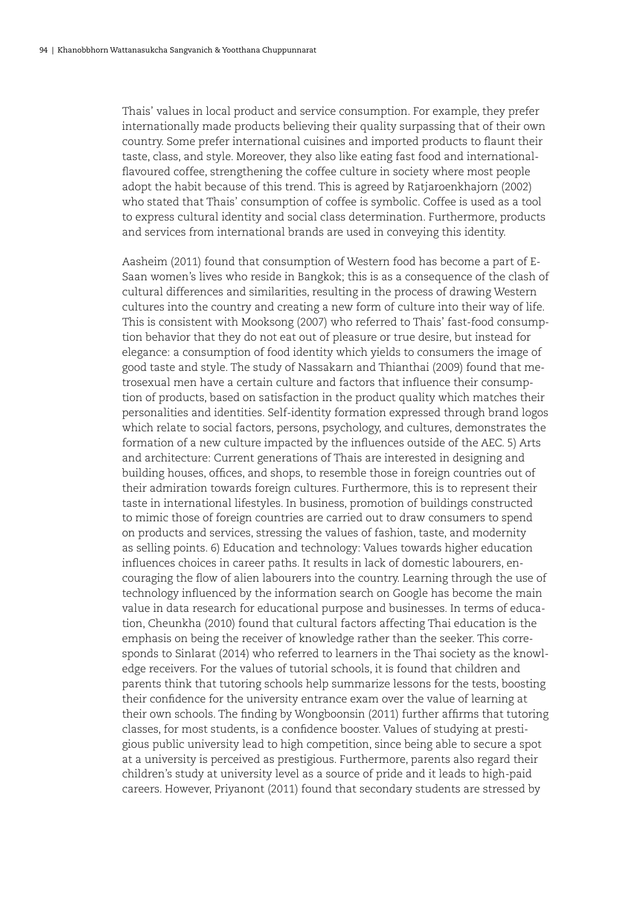Thais' values in local product and service consumption. For example, they prefer internationally made products believing their quality surpassing that of their own country. Some prefer international cuisines and imported products to flaunt their taste, class, and style. Moreover, they also like eating fast food and international-flavoured coffee, strengthening the coffee culture in society where most people adopt the habit because of this trend. This is agreed by Ratjaroenkhajorn (2002) who stated that Thais' consumption of coffee is symbolic. Coffee is used as a tool to express cultural identity and social class determination. Furthermore, products and services from international brands are used in conveying this identity.

Aasheim (2011) found that consumption of Western food has become a part of E-Saan women's lives who reside in Bangkok; this is as a consequence of the clash of cultural differences and similarities, resulting in the process of drawing Western cultures into the country and creating a new form of culture into their way of life. This is consistent with Mooksong (2007) who referred to Thais' fast-food consumption behavior that they do not eat out of pleasure or true desire, but instead for elegance: a consumption of food identity which yields to consumers the image of good taste and style. The study of Nassakarn and Thianthai (2009) found that metrosexual men have a certain culture and factors that influence their consumption of products, based on satisfaction in the product quality which matches their personalities and identities. Self-identity formation expressed through brand logos which relate to social factors, persons, psychology, and cultures, demonstrates the formation of a new culture impacted by the influences outside of the AEC. 5) Arts and architecture: Current generations of Thais are interested in designing and building houses, offices, and shops, to resemble those in foreign countries out of their admiration towards foreign cultures. Furthermore, this is to represent their taste in international lifestyles. In business, promotion of buildings constructed to mimic those of foreign countries are carried out to draw consumers to spend on products and services, stressing the values of fashion, taste, and modernity as selling points. 6) Education and technology: Values towards higher education influences choices in career paths. It results in lack of domestic labourers, encouraging the flow of alien labourers into the country. Learning through the use of technology influenced by the information search on Google has become the main value in data research for educational purpose and businesses. In terms of education, Cheunkha (2010) found that cultural factors affecting Thai education is the emphasis on being the receiver of knowledge rather than the seeker. This corresponds to Sinlarat (2014) who referred to learners in the Thai society as the knowledge receivers. For the values of tutorial schools, it is found that children and parents think that tutoring schools help summarize lessons for the tests, boosting their confidence for the university entrance exam over the value of learning at their own schools. The finding by Wongboonsin (2011) further affirms that tutoring classes, for most students, is a confidence booster. Values of studying at prestigious public university lead to high competition, since being able to secure a spot at a university is perceived as prestigious. Furthermore, parents also regard their children's study at university level as a source of pride and it leads to high-paid careers. However, Priyanont (2011) found that secondary students are stressed by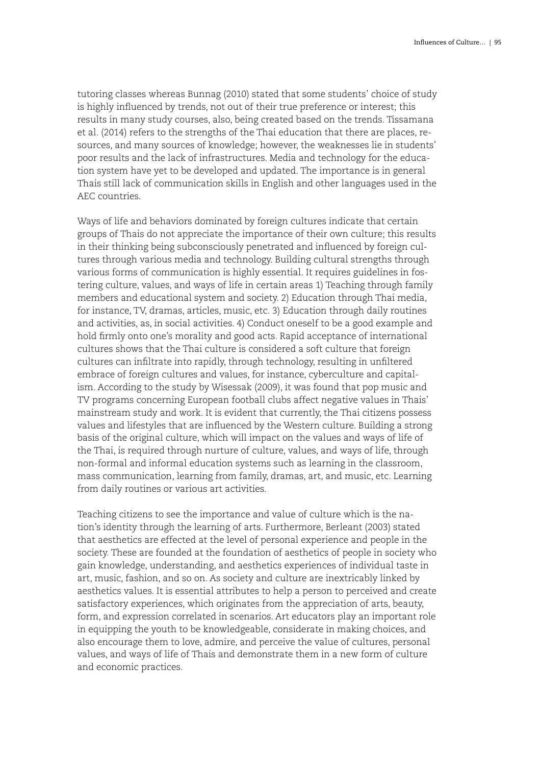tutoring classes whereas Bunnag (2010) stated that some students' choice of study is highly influenced by trends, not out of their true preference or interest; this results in many study courses, also, being created based on the trends. Tissamana et al. (2014) refers to the strengths of the Thai education that there are places, resources, and many sources of knowledge; however, the weaknesses lie in students' poor results and the lack of infrastructures. Media and technology for the education system have yet to be developed and updated. The importance is in general Thais still lack of communication skills in English and other languages used in the AEC countries.

Ways of life and behaviors dominated by foreign cultures indicate that certain groups of Thais do not appreciate the importance of their own culture; this results in their thinking being subconsciously penetrated and influenced by foreign cultures through various media and technology. Building cultural strengths through various forms of communication is highly essential. It requires guidelines in fostering culture, values, and ways of life in certain areas 1) Teaching through family members and educational system and society. 2) Education through Thai media, for instance, TV, dramas, articles, music, etc. 3) Education through daily routines and activities, as, in social activities. 4) Conduct oneself to be a good example and hold firmly onto one's morality and good acts. Rapid acceptance of international cultures shows that the Thai culture is considered a soft culture that foreign cultures can infiltrate into rapidly, through technology, resulting in unfiltered embrace of foreign cultures and values, for instance, cyberculture and capitalism. According to the study by Wisessak (2009), it was found that pop music and TV programs concerning European football clubs affect negative values in Thais' mainstream study and work. It is evident that currently, the Thai citizens possess values and lifestyles that are influenced by the Western culture. Building a strong basis of the original culture, which will impact on the values and ways of life of the Thai, is required through nurture of culture, values, and ways of life, through non-formal and informal education systems such as learning in the classroom, mass communication, learning from family, dramas, art, and music, etc. Learning from daily routines or various art activities.

Teaching citizens to see the importance and value of culture which is the nation's identity through the learning of arts. Furthermore, Berleant (2003) stated that aesthetics are effected at the level of personal experience and people in the society. These are founded at the foundation of aesthetics of people in society who gain knowledge, understanding, and aesthetics experiences of individual taste in art, music, fashion, and so on. As society and culture are inextricably linked by aesthetics values. It is essential attributes to help a person to perceived and create satisfactory experiences, which originates from the appreciation of arts, beauty, form, and expression correlated in scenarios. Art educators play an important role in equipping the youth to be knowledgeable, considerate in making choices, and also encourage them to love, admire, and perceive the value of cultures, personal values, and ways of life of Thais and demonstrate them in a new form of culture and economic practices.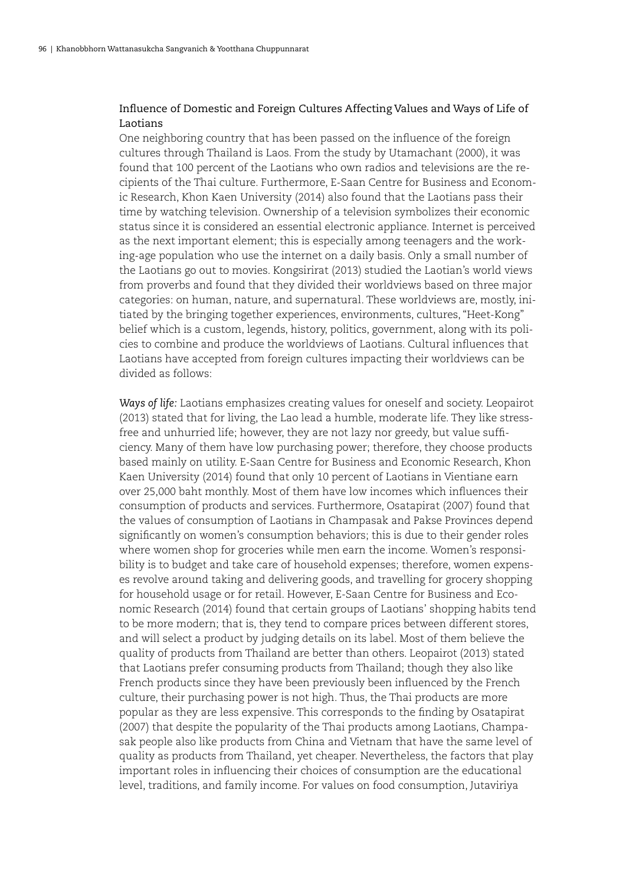## Influence of Domestic and Foreign Cultures Affecting Values and Ways of Life of Laotians

One neighboring country that has been passed on the influence of the foreign cultures through Thailand is Laos. From the study by Utamachant (2000), it was found that 100 percent of the Laotians who own radios and televisions are the recipients of the Thai culture. Furthermore, E-Saan Centre for Business and Economic Research, Khon Kaen University (2014) also found that the Laotians pass their time by watching television. Ownership of a television symbolizes their economic status since it is considered an essential electronic appliance. Internet is perceived as the next important element; this is especially among teenagers and the working-age population who use the internet on a daily basis. Only a small number of the Laotians go out to movies. Kongsirirat (2013) studied the Laotian's world views from proverbs and found that they divided their worldviews based on three major categories: on human, nature, and supernatural. These worldviews are, mostly, initiated by the bringing together experiences, environments, cultures, "Heet-Kong" belief which is a custom, legends, history, politics, government, along with its policies to combine and produce the worldviews of Laotians. Cultural influences that Laotians have accepted from foreign cultures impacting their worldviews can be divided as follows:

*Ways of life:* Laotians emphasizes creating values for oneself and society. Leopairot (2013) stated that for living, the Lao lead a humble, moderate life. They like stress-free and unhurried life; however, they are not lazy nor greedy, but value sufficiency. Many of them have low purchasing power; therefore, they choose products based mainly on utility. E-Saan Centre for Business and Economic Research, Khon Kaen University (2014) found that only 10 percent of Laotians in Vientiane earn over 25,000 baht monthly. Most of them have low incomes which influences their consumption of products and services. Furthermore, Osatapirat (2007) found that the values of consumption of Laotians in Champasak and Pakse Provinces depend significantly on women's consumption behaviors; this is due to their gender roles where women shop for groceries while men earn the income. Women's responsibility is to budget and take care of household expenses; therefore, women expenses revolve around taking and delivering goods, and travelling for grocery shopping for household usage or for retail. However, E-Saan Centre for Business and Economic Research (2014) found that certain groups of Laotians' shopping habits tend to be more modern; that is, they tend to compare prices between different stores, and will select a product by judging details on its label. Most of them believe the quality of products from Thailand are better than others. Leopairot (2013) stated that Laotians prefer consuming products from Thailand; though they also like French products since they have been previously been influenced by the French culture, their purchasing power is not high. Thus, the Thai products are more popular as they are less expensive. This corresponds to the finding by Osatapirat (2007) that despite the popularity of the Thai products among Laotians, Champasak people also like products from China and Vietnam that have the same level of quality as products from Thailand, yet cheaper. Nevertheless, the factors that play important roles in influencing their choices of consumption are the educational level, traditions, and family income. For values on food consumption, Jutaviriya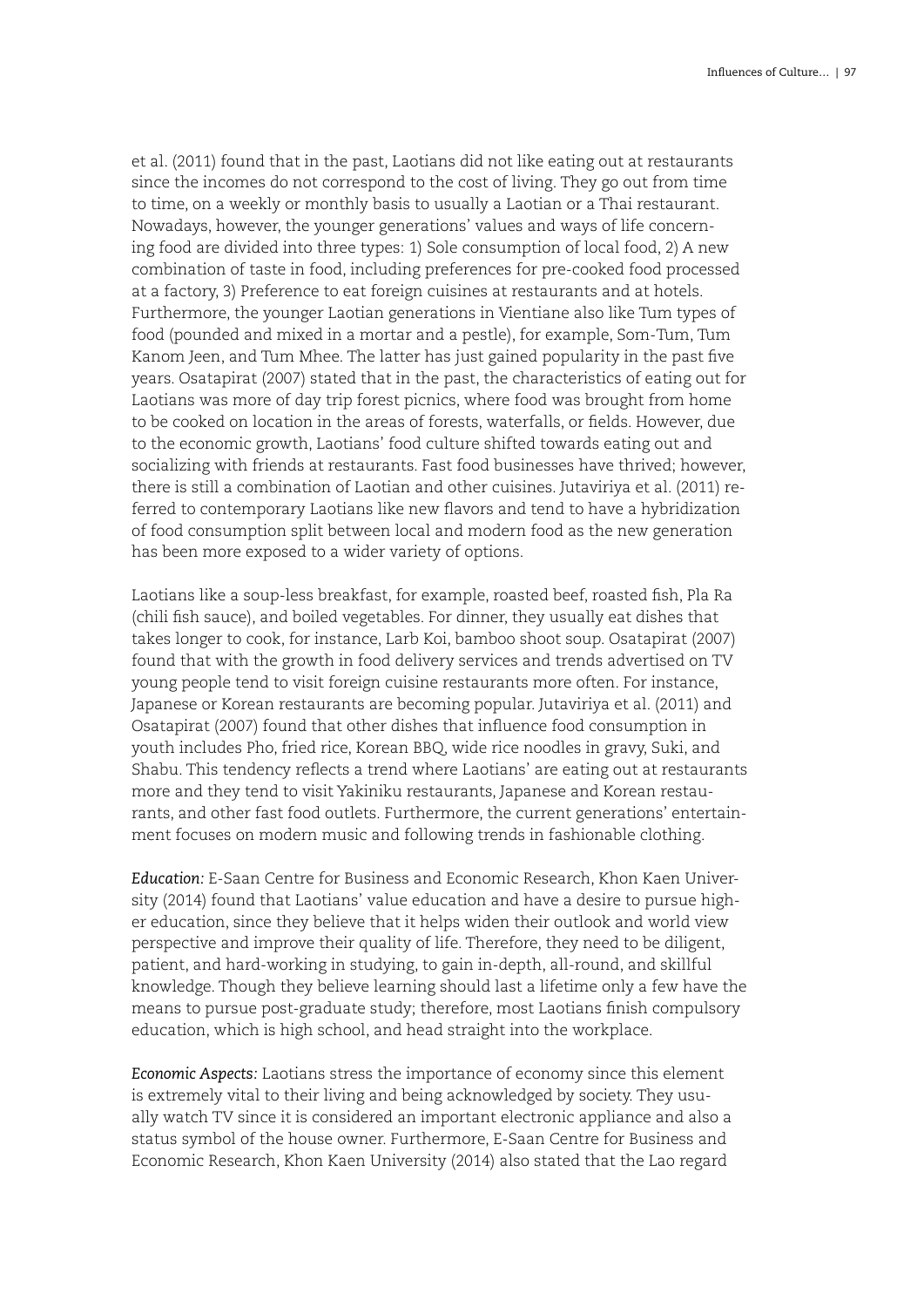et al. (2011) found that in the past, Laotians did not like eating out at restaurants since the incomes do not correspond to the cost of living. They go out from time to time, on a weekly or monthly basis to usually a Laotian or a Thai restaurant. Nowadays, however, the younger generations' values and ways of life concerning food are divided into three types: 1) Sole consumption of local food, 2) A new combination of taste in food, including preferences for pre-cooked food processed at a factory, 3) Preference to eat foreign cuisines at restaurants and at hotels. Furthermore, the younger Laotian generations in Vientiane also like Tum types of food (pounded and mixed in a mortar and a pestle), for example, Som-Tum, Tum Kanom Jeen, and Tum Mhee. The latter has just gained popularity in the past five years. Osatapirat (2007) stated that in the past, the characteristics of eating out for Laotians was more of day trip forest picnics, where food was brought from home to be cooked on location in the areas of forests, waterfalls, or fields. However, due to the economic growth, Laotians' food culture shifted towards eating out and socializing with friends at restaurants. Fast food businesses have thrived; however, there is still a combination of Laotian and other cuisines. Jutaviriya et al. (2011) referred to contemporary Laotians like new flavors and tend to have a hybridization of food consumption split between local and modern food as the new generation has been more exposed to a wider variety of options.

Laotians like a soup-less breakfast, for example, roasted beef, roasted fish, Pla Ra (chili fish sauce), and boiled vegetables. For dinner, they usually eat dishes that takes longer to cook, for instance, Larb Koi, bamboo shoot soup. Osatapirat (2007) found that with the growth in food delivery services and trends advertised on TV young people tend to visit foreign cuisine restaurants more often. For instance, Japanese or Korean restaurants are becoming popular. Jutaviriya et al. (2011) and Osatapirat (2007) found that other dishes that influence food consumption in youth includes Pho, fried rice, Korean BBQ, wide rice noodles in gravy, Suki, and Shabu. This tendency reflects a trend where Laotians' are eating out at restaurants more and they tend to visit Yakiniku restaurants, Japanese and Korean restaurants, and other fast food outlets. Furthermore, the current generations' entertainment focuses on modern music and following trends in fashionable clothing.

*Education:* E-Saan Centre for Business and Economic Research, Khon Kaen University (2014) found that Laotians' value education and have a desire to pursue higher education, since they believe that it helps widen their outlook and world view perspective and improve their quality of life. Therefore, they need to be diligent, patient, and hard-working in studying, to gain in-depth, all-round, and skillful knowledge. Though they believe learning should last a lifetime only a few have the means to pursue post-graduate study; therefore, most Laotians finish compulsory education, which is high school, and head straight into the workplace.

*Economic Aspects:* Laotians stress the importance of economy since this element is extremely vital to their living and being acknowledged by society. They usually watch TV since it is considered an important electronic appliance and also a status symbol of the house owner. Furthermore, E-Saan Centre for Business and Economic Research, Khon Kaen University (2014) also stated that the Lao regard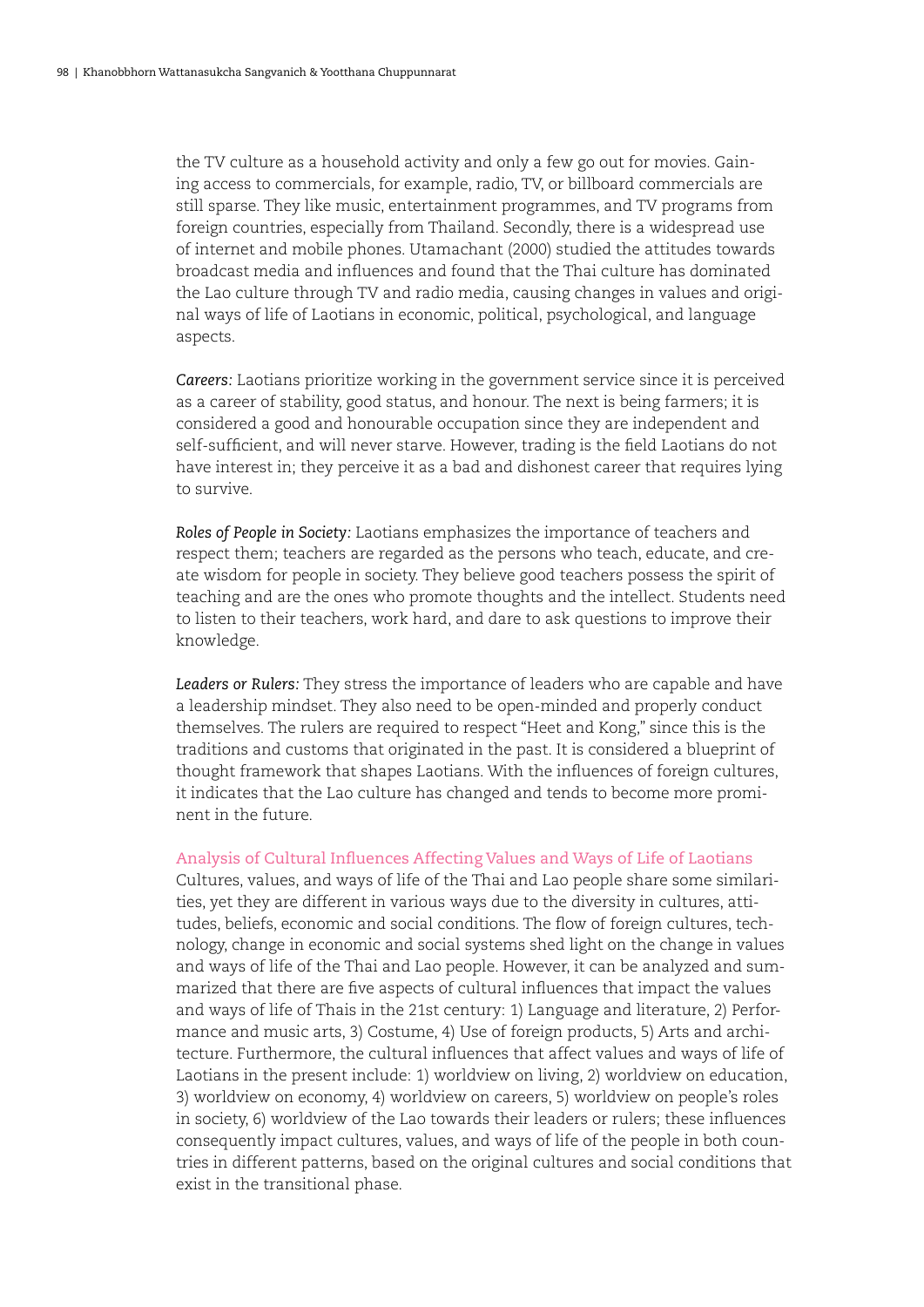the TV culture as a household activity and only a few go out for movies. Gaining access to commercials, for example, radio, TV, or billboard commercials are still sparse. They like music, entertainment programmes, and TV programs from foreign countries, especially from Thailand. Secondly, there is a widespread use of internet and mobile phones. Utamachant (2000) studied the attitudes towards broadcast media and influences and found that the Thai culture has dominated the Lao culture through TV and radio media, causing changes in values and original ways of life of Laotians in economic, political, psychological, and language aspects.

*Careers:* Laotians prioritize working in the government service since it is perceived as a career of stability, good status, and honour. The next is being farmers; it is considered a good and honourable occupation since they are independent and self-sufficient, and will never starve. However, trading is the field Laotians do not have interest in; they perceive it as a bad and dishonest career that requires lying to survive.

*Roles of People in Society:* Laotians emphasizes the importance of teachers and respect them; teachers are regarded as the persons who teach, educate, and create wisdom for people in society. They believe good teachers possess the spirit of teaching and are the ones who promote thoughts and the intellect. Students need to listen to their teachers, work hard, and dare to ask questions to improve their knowledge.

*Leaders or Rulers:* They stress the importance of leaders who are capable and have a leadership mindset. They also need to be open-minded and properly conduct themselves. The rulers are required to respect "Heet and Kong," since this is the traditions and customs that originated in the past. It is considered a blueprint of thought framework that shapes Laotians. With the influences of foreign cultures, it indicates that the Lao culture has changed and tends to become more prominent in the future.

### Analysis of Cultural Influences Affecting Values and Ways of Life of Laotians

Cultures, values, and ways of life of the Thai and Lao people share some similarities, yet they are different in various ways due to the diversity in cultures, attitudes, beliefs, economic and social conditions. The flow of foreign cultures, technology, change in economic and social systems shed light on the change in values and ways of life of the Thai and Lao people. However, it can be analyzed and summarized that there are five aspects of cultural influences that impact the values and ways of life of Thais in the 21st century: 1) Language and literature, 2) Performance and music arts, 3) Costume, 4) Use of foreign products, 5) Arts and architecture. Furthermore, the cultural influences that affect values and ways of life of Laotians in the present include: 1) worldview on living, 2) worldview on education, 3) worldview on economy, 4) worldview on careers, 5) worldview on people's roles in society, 6) worldview of the Lao towards their leaders or rulers; these influences consequently impact cultures, values, and ways of life of the people in both countries in different patterns, based on the original cultures and social conditions that exist in the transitional phase.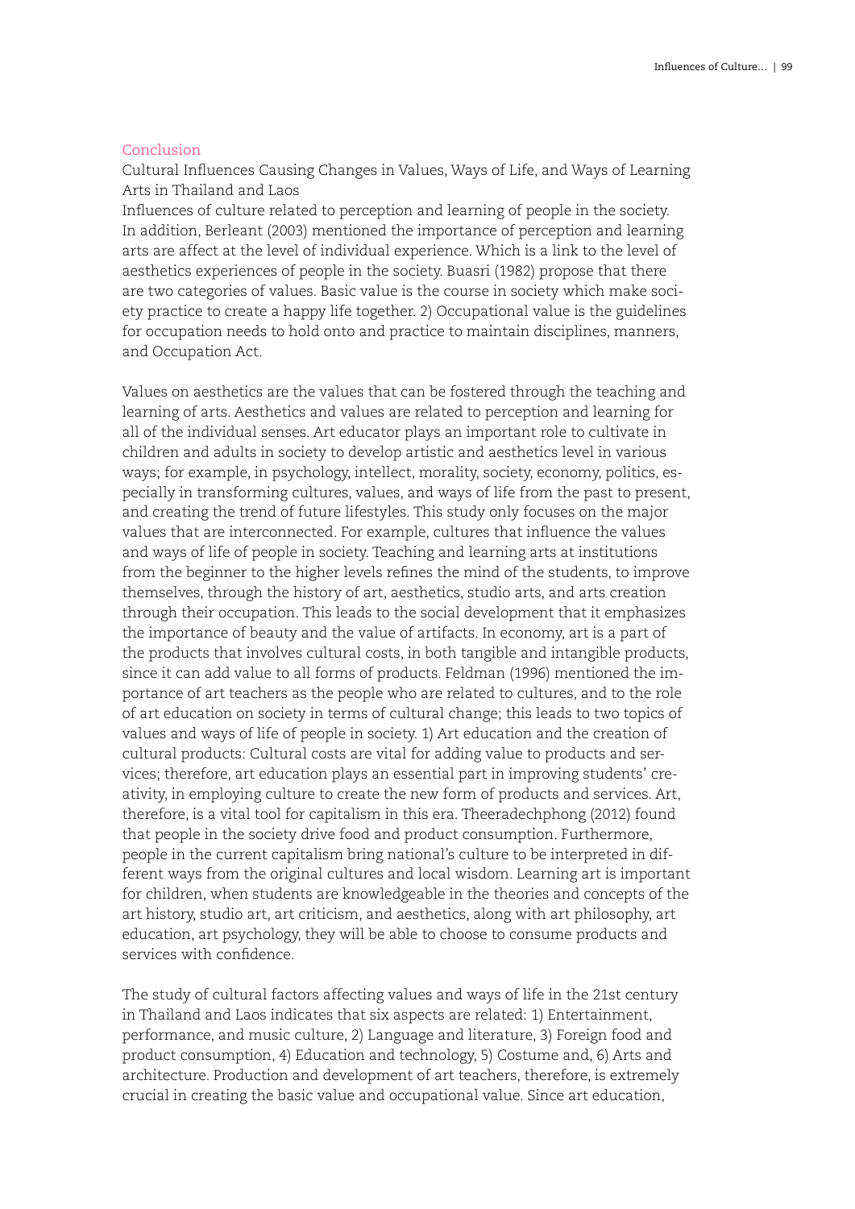## Conclusion

### Cultural Influences Causing Changes in Values, Ways of Life, and Ways of Learning Arts in Thailand and Laos

Influences of culture related to perception and learning of people in the society. In addition, Berleant (2003) mentioned the importance of perception and learning arts are affect at the level of individual experience. Which is a link to the level of aesthetics experiences of people in the society. Buasri (1982) propose that there are two categories of values. Basic value is the course in society which make society practice to create a happy life together. 2) Occupational value is the guidelines for occupation needs to hold onto and practice to maintain disciplines, manners, and Occupation Act.

Values on aesthetics are the values that can be fostered through the teaching and learning of arts. Aesthetics and values are related to perception and learning for all of the individual senses. Art educator plays an important role to cultivate in children and adults in society to develop artistic and aesthetics level in various ways; for example, in psychology, intellect, morality, society, economy, politics, especially in transforming cultures, values, and ways of life from the past to present, and creating the trend of future lifestyles. This study only focuses on the major values that are interconnected. For example, cultures that influence the values and ways of life of people in society. Teaching and learning arts at institutions from the beginner to the higher levels refines the mind of the students, to improve themselves, through the history of art, aesthetics, studio arts, and arts creation through their occupation. This leads to the social development that it emphasizes the importance of beauty and the value of artifacts. In economy, art is a part of the products that involves cultural costs, in both tangible and intangible products, since it can add value to all forms of products. Feldman (1996) mentioned the importance of art teachers as the people who are related to cultures, and to the role of art education on society in terms of cultural change; this leads to two topics of values and ways of life of people in society. 1) Art education and the creation of cultural products: Cultural costs are vital for adding value to products and services; therefore, art education plays an essential part in improving students' creativity, in employing culture to create the new form of products and services. Art, therefore, is a vital tool for capitalism in this era. Theeradechphong (2012) found that people in the society drive food and product consumption. Furthermore, people in the current capitalism bring national's culture to be interpreted in different ways from the original cultures and local wisdom. Learning art is important for children, when students are knowledgeable in the theories and concepts of the art history, studio art, art criticism, and aesthetics, along with art philosophy, art education, art psychology, they will be able to choose to consume products and services with confidence.

The study of cultural factors affecting values and ways of life in the 21st century in Thailand and Laos indicates that six aspects are related: 1) Entertainment, performance, and music culture, 2) Language and literature, 3) Foreign food and product consumption, 4) Education and technology, 5) Costume and, 6) Arts and architecture. Production and development of art teachers, therefore, is extremely crucial in creating the basic value and occupational value. Since art education,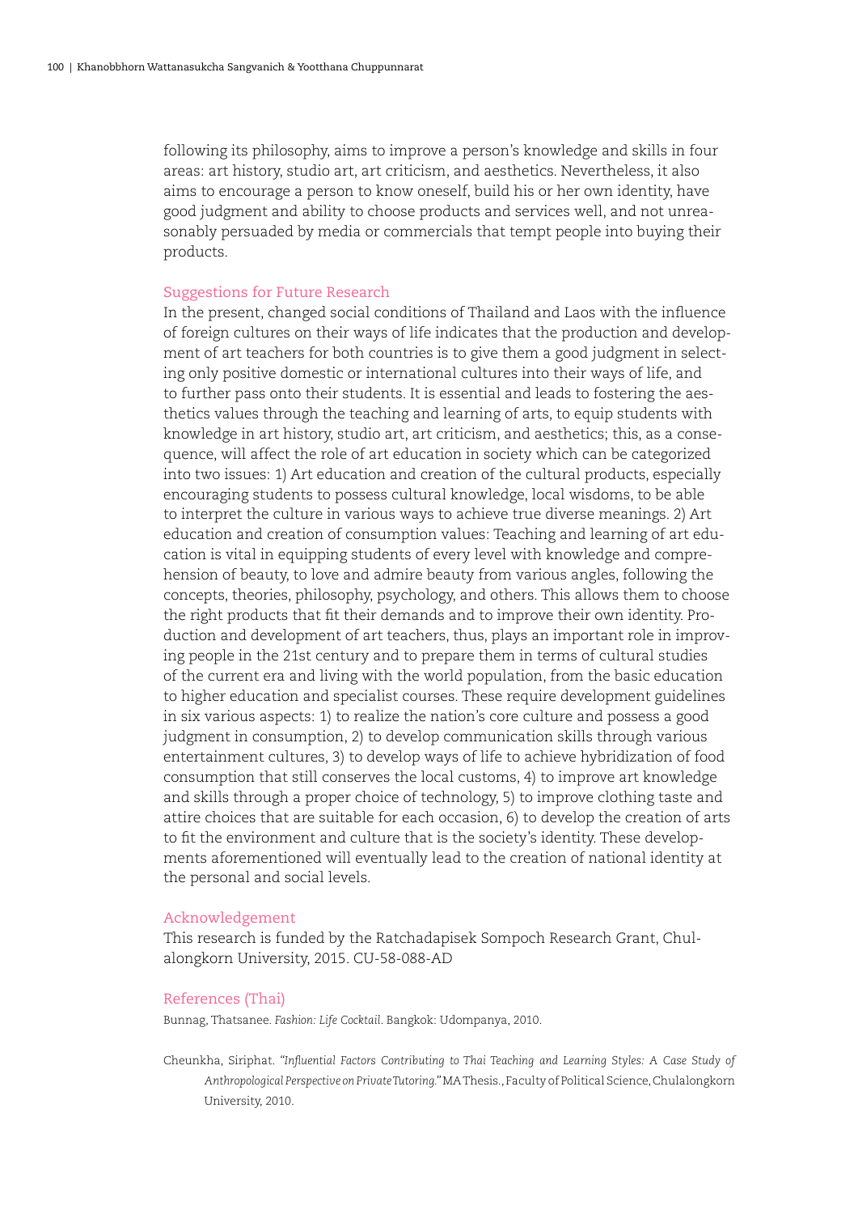following its philosophy, aims to improve a person's knowledge and skills in four areas: art history, studio art, art criticism, and aesthetics. Nevertheless, it also aims to encourage a person to know oneself, build his or her own identity, have good judgment and ability to choose products and services well, and not unreasonably persuaded by media or commercials that tempt people into buying their products.

## Suggestions for Future Research

In the present, changed social conditions of Thailand and Laos with the influence of foreign cultures on their ways of life indicates that the production and development of art teachers for both countries is to give them a good judgment in selecting only positive domestic or international cultures into their ways of life, and to further pass onto their students. It is essential and leads to fostering the aesthetics values through the teaching and learning of arts, to equip students with knowledge in art history, studio art, art criticism, and aesthetics; this, as a consequence, will affect the role of art education in society which can be categorized into two issues: 1) Art education and creation of the cultural products, especially encouraging students to possess cultural knowledge, local wisdoms, to be able to interpret the culture in various ways to achieve true diverse meanings. 2) Art education and creation of consumption values: Teaching and learning of art education is vital in equipping students of every level with knowledge and comprehension of beauty, to love and admire beauty from various angles, following the concepts, theories, philosophy, psychology, and others. This allows them to choose the right products that fit their demands and to improve their own identity. Production and development of art teachers, thus, plays an important role in improving people in the 21st century and to prepare them in terms of cultural studies of the current era and living with the world population, from the basic education to higher education and specialist courses. These require development guidelines in six various aspects: 1) to realize the nation's core culture and possess a good judgment in consumption, 2) to develop communication skills through various entertainment cultures, 3) to develop ways of life to achieve hybridization of food consumption that still conserves the local customs, 4) to improve art knowledge and skills through a proper choice of technology, 5) to improve clothing taste and attire choices that are suitable for each occasion, 6) to develop the creation of arts to fit the environment and culture that is the society's identity. These developments aforementioned will eventually lead to the creation of national identity at the personal and social levels.

## Acknowledgement

This research is funded by the Ratchadapisek Sompoch Research Grant, Chulalongkorn University, 2015. CU-58-088-AD

## References (Thai)

Bunnag, Thatsanee. *Fashion: Life Cocktail*. Bangkok: Udompanya, 2010.

Cheunkha, Siriphat. *"Influential Factors Contributing to Thai Teaching and Learning Styles: A Case Study of Anthropological Perspective on Private Tutoring."* MA Thesis., Faculty of Political Science, Chulalongkorn University, 2010.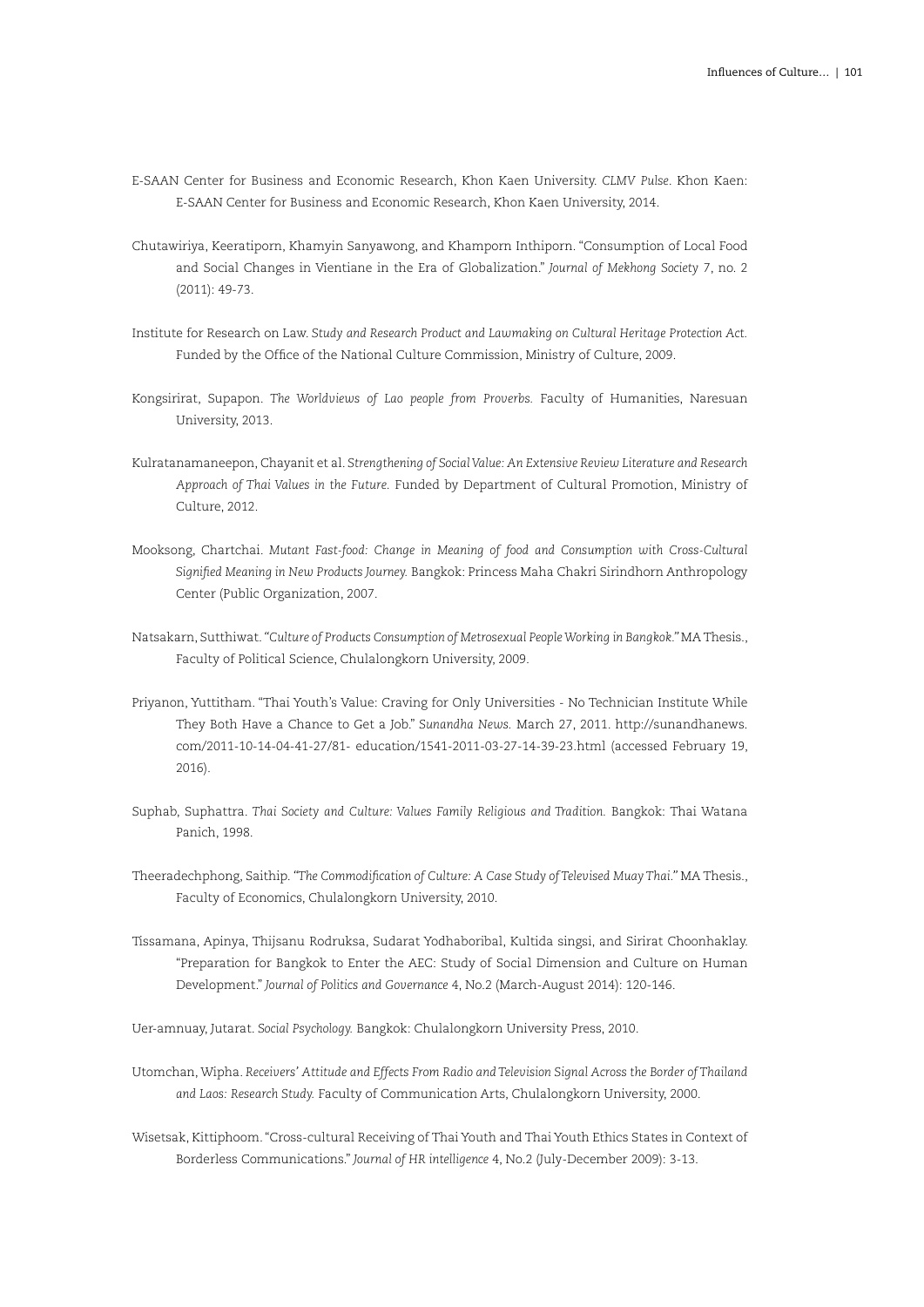E-SAAN Center for Business and Economic Research, Khon Kaen University. *CLMV Pulse*. Khon Kaen: E-SAAN Center for Business and Economic Research, Khon Kaen University, 2014.

Chutawiriya, Keeratiporn, Khamyin Sanyawong, and Khamporn Inthiporn. "Consumption of Local Food and Social Changes in Vientiane in the Era of Globalization." *Journal of Mekhong Society* 7, no. 2 (2011): 49-73.

Institute for Research on Law. *Study and Research Product and Lawmaking on Cultural Heritage Protection Act.* Funded by the Office of the National Culture Commission, Ministry of Culture, 2009.

Kongsirirat, Supapon. *The Worldviews of Lao people from Proverbs.* Faculty of Humanities, Naresuan University, 2013.

Kulratanamaneepon, Chayanit et al. *Strengthening of Social Value: An Extensive Review Literature and Research Approach of Thai Values in the Future.* Funded by Department of Cultural Promotion, Ministry of Culture, 2012.

Mooksong, Chartchai. *Mutant Fast-food: Change in Meaning of food and Consumption with Cross-Cultural Signified Meaning in New Products Journey.* Bangkok: Princess Maha Chakri Sirindhorn Anthropology Center (Public Organization, 2007.

Natsakarn, Sutthiwat. *"Culture of Products Consumption of Metrosexual People Working in Bangkok."* MA Thesis., Faculty of Political Science, Chulalongkorn University, 2009.

Priyanon, Yuttitham. "Thai Youth's Value: Craving for Only Universities - No Technician Institute While They Both Have a Chance to Get a Job." *Sunandha News.* March 27, 2011. http://sunandhanews.com/2011-10-14-04-41-27/81- education/1541-2011-03-27-14-39-23.html (accessed February 19, 2016).

Suphab, Suphattra. *Thai Society and Culture: Values Family Religious and Tradition.* Bangkok: Thai Watana Panich, 1998.

Theeradechphong, Saithip. *"The Commodification of Culture: A Case Study of Televised Muay Thai."* MA Thesis., Faculty of Economics, Chulalongkorn University, 2010.

Tissamana, Apinya, Thijsanu Rodruksa, Sudarat Yodhaboribal, Kultida singsi, and Sirirat Choonhaklay. "Preparation for Bangkok to Enter the AEC: Study of Social Dimension and Culture on Human Development." *Journal of Politics and Governance* 4, No.2 (March-August 2014): 120-146.

Uer-amnuay, Jutarat. *Social Psychology.* Bangkok: Chulalongkorn University Press, 2010.

Utomchan, Wipha. *Receivers' Attitude and Effects From Radio and Television Signal Across the Border of Thailand and Laos: Research Study.* Faculty of Communication Arts, Chulalongkorn University, 2000.

Wisetsak, Kittiphoom. "Cross-cultural Receiving of Thai Youth and Thai Youth Ethics States in Context of Borderless Communications." *Journal of HR intelligence* 4, No.2 (July-December 2009): 3-13.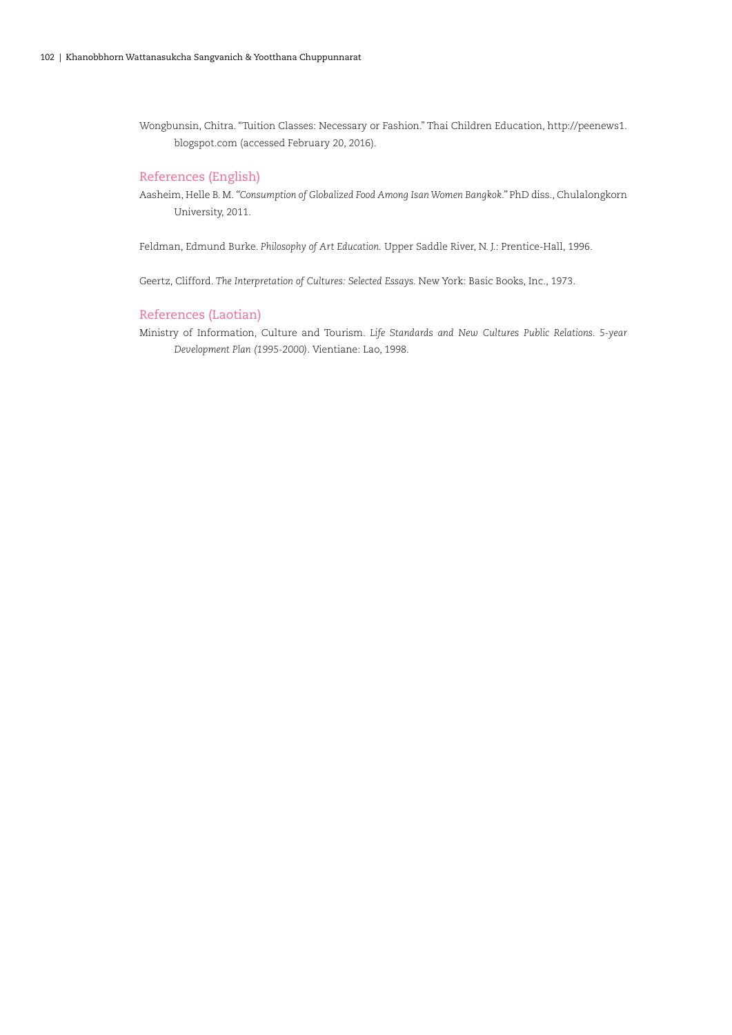Wongbunsin, Chitra. "Tuition Classes: Necessary or Fashion." Thai Children Education, http://peenews1.blogspot.com (accessed February 20, 2016).

## References (English)

Aasheim, Helle B. M. *"Consumption of Globalized Food Among Isan Women Bangkok."* PhD diss., Chulalongkorn University, 2011.

Feldman, Edmund Burke. *Philosophy of Art Education.* Upper Saddle River, N. J.: Prentice-Hall, 1996.

Geertz, Clifford. *The Interpretation of Cultures: Selected Essays.* New York: Basic Books, Inc., 1973.

## References (Laotian)

Ministry of Information, Culture and Tourism. *Life Standards and New Cultures Public Relations. 5-year Development Plan (1995-2000).* Vientiane: Lao, 1998.